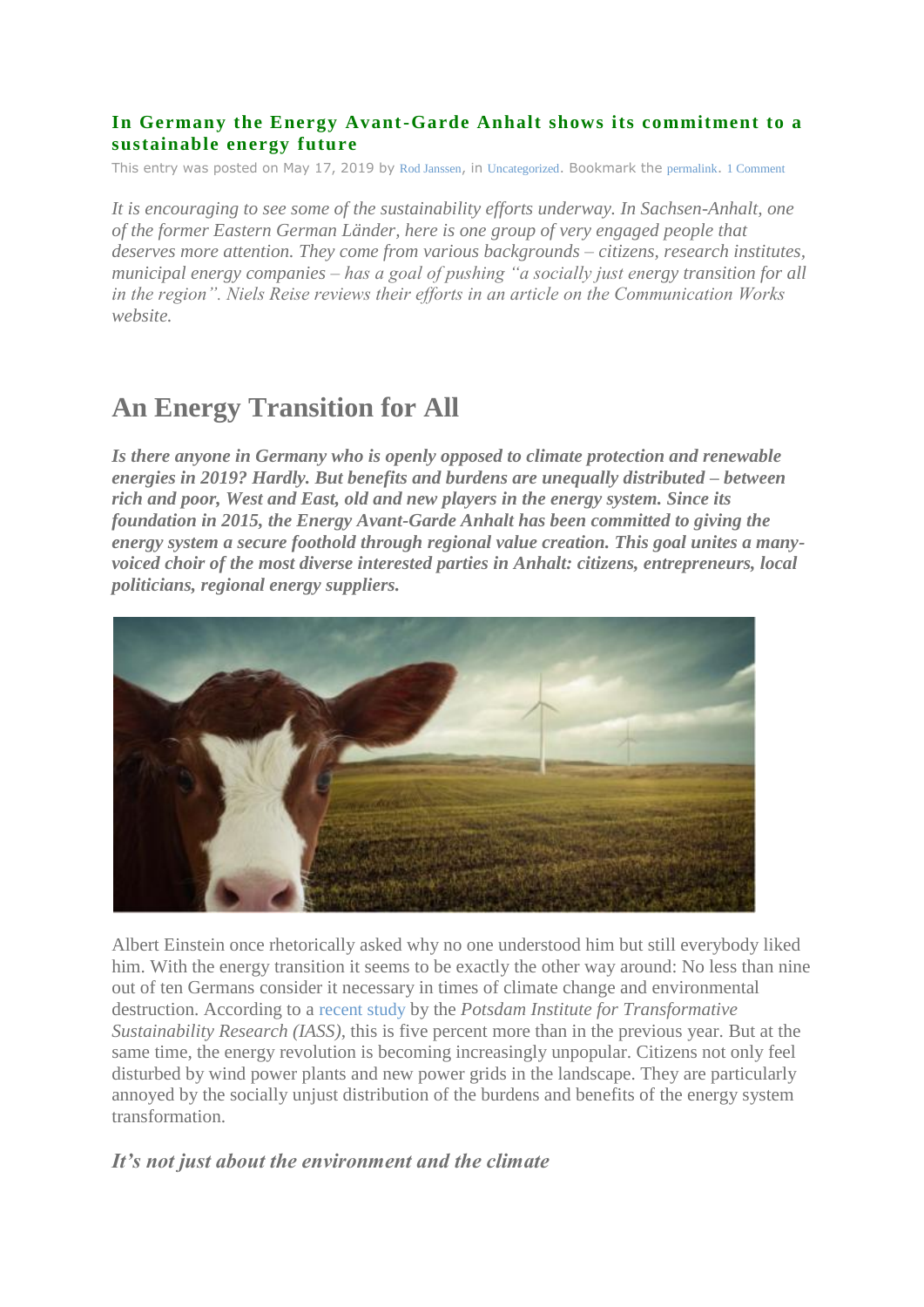# In Germany the Energy Avant-Garde Anhalt shows its commitment to a sustainable energy future

This entry was posted on May 17, 2019 by Rod Janssen, in Uncategorized. Bookmark the permalink. 1 Comment

*It is encouraging to see some of the sustainability efforts underway. In Sachsen-Anhalt, one of the former Eastern German Länder, here is one group of very engaged people that deserves more attention. They come from various backgrounds – citizens, research institutes, municipal energy companies – has a goal of pushing "a socially just energy transition for all in the region". Niels Reise reviews their efforts in an article on the Communication Works website.*

## An Energy Transition for All

***Is there anyone in Germany who is openly opposed to climate protection and renewable energies in 2019? Hardly. But benefits and burdens are unequally distributed – between rich and poor, West and East, old and new players in the energy system. Since its foundation in 2015, the Energy Avant-Garde Anhalt has been committed to giving the energy system a secure foothold through regional value creation. This goal unites a many-voiced choir of the most diverse interested parties in Anhalt: citizens, entrepreneurs, local politicians, regional energy suppliers.***

Albert Einstein once rhetorically asked why no one understood him but still everybody liked him. With the energy transition it seems to be exactly the other way around: No less than nine out of ten Germans consider it necessary in times of climate change and environmental destruction. According to a recent study by the *Potsdam Institute for Transformative Sustainability Research (IASS)*, this is five percent more than in the previous year. But at the same time, the energy revolution is becoming increasingly unpopular. Citizens not only feel disturbed by wind power plants and new power grids in the landscape. They are particularly annoyed by the socially unjust distribution of the burdens and benefits of the energy system transformation.

### *It's not just about the environment and the climate*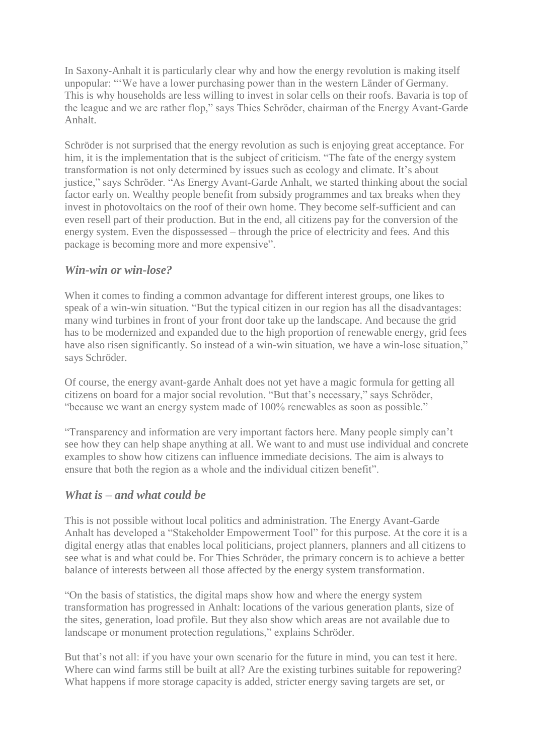In Saxony-Anhalt it is particularly clear why and how the energy revolution is making itself unpopular: "'We have a lower purchasing power than in the western Länder of Germany. This is why households are less willing to invest in solar cells on their roofs. Bavaria is top of the league and we are rather flop," says Thies Schröder, chairman of the Energy Avant-Garde Anhalt.

Schröder is not surprised that the energy revolution as such is enjoying great acceptance. For him, it is the implementation that is the subject of criticism. "The fate of the energy system transformation is not only determined by issues such as ecology and climate. It's about justice," says Schröder. "As Energy Avant-Garde Anhalt, we started thinking about the social factor early on. Wealthy people benefit from subsidy programmes and tax breaks when they invest in photovoltaics on the roof of their own home. They become self-sufficient and can even resell part of their production. But in the end, all citizens pay for the conversion of the energy system. Even the dispossessed – through the price of electricity and fees. And this package is becoming more and more expensive".

### *Win-win or win-lose?*

When it comes to finding a common advantage for different interest groups, one likes to speak of a win-win situation. "But the typical citizen in our region has all the disadvantages: many wind turbines in front of your front door take up the landscape. And because the grid has to be modernized and expanded due to the high proportion of renewable energy, grid fees have also risen significantly. So instead of a win-win situation, we have a win-lose situation," says Schröder.

Of course, the energy avant-garde Anhalt does not yet have a magic formula for getting all citizens on board for a major social revolution. "But that's necessary," says Schröder, "because we want an energy system made of 100% renewables as soon as possible."

"Transparency and information are very important factors here. Many people simply can't see how they can help shape anything at all. We want to and must use individual and concrete examples to show how citizens can influence immediate decisions. The aim is always to ensure that both the region as a whole and the individual citizen benefit".

### *What is – and what could be*

This is not possible without local politics and administration. The Energy Avant-Garde Anhalt has developed a "Stakeholder Empowerment Tool" for this purpose. At the core it is a digital energy atlas that enables local politicians, project planners, planners and all citizens to see what is and what could be. For Thies Schröder, the primary concern is to achieve a better balance of interests between all those affected by the energy system transformation.

"On the basis of statistics, the digital maps show how and where the energy system transformation has progressed in Anhalt: locations of the various generation plants, size of the sites, generation, load profile. But they also show which areas are not available due to landscape or monument protection regulations," explains Schröder.

But that's not all: if you have your own scenario for the future in mind, you can test it here. Where can wind farms still be built at all? Are the existing turbines suitable for repowering? What happens if more storage capacity is added, stricter energy saving targets are set, or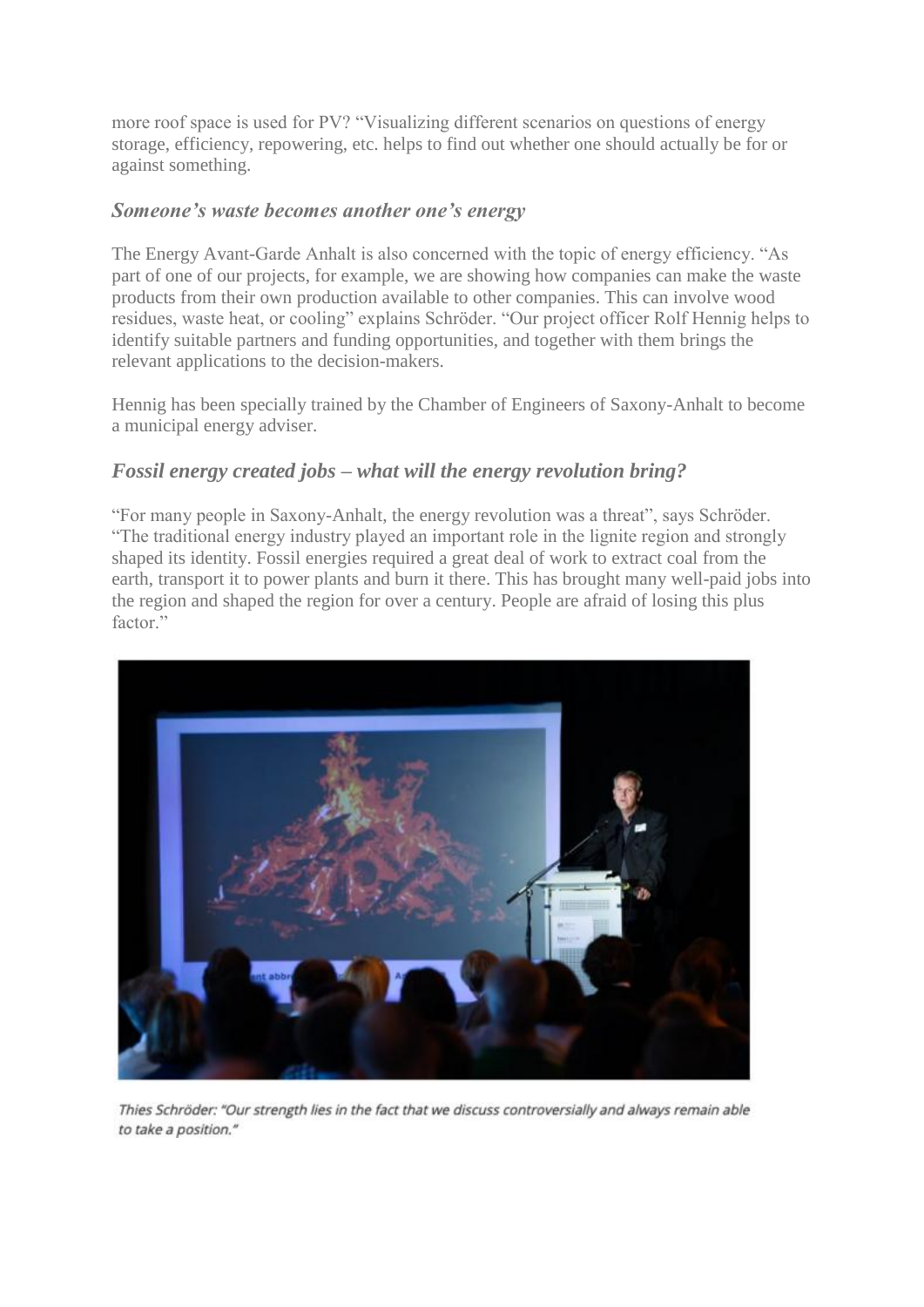more roof space is used for PV? "Visualizing different scenarios on questions of energy storage, efficiency, repowering, etc. helps to find out whether one should actually be for or against something.

### *Someone's waste becomes another one's energy*

The Energy Avant-Garde Anhalt is also concerned with the topic of energy efficiency. "As part of one of our projects, for example, we are showing how companies can make the waste products from their own production available to other companies. This can involve wood residues, waste heat, or cooling" explains Schröder. "Our project officer Rolf Hennig helps to identify suitable partners and funding opportunities, and together with them brings the relevant applications to the decision-makers.

Hennig has been specially trained by the Chamber of Engineers of Saxony-Anhalt to become a municipal energy adviser.

### *Fossil energy created jobs – what will the energy revolution bring?*

"For many people in Saxony-Anhalt, the energy revolution was a threat", says Schröder. "The traditional energy industry played an important role in the lignite region and strongly shaped its identity. Fossil energies required a great deal of work to extract coal from the earth, transport it to power plants and burn it there. This has brought many well-paid jobs into the region and shaped the region for over a century. People are afraid of losing this plus factor."

*Thies Schröder: "Our strength lies in the fact that we discuss controversially and always remain able to take a position."*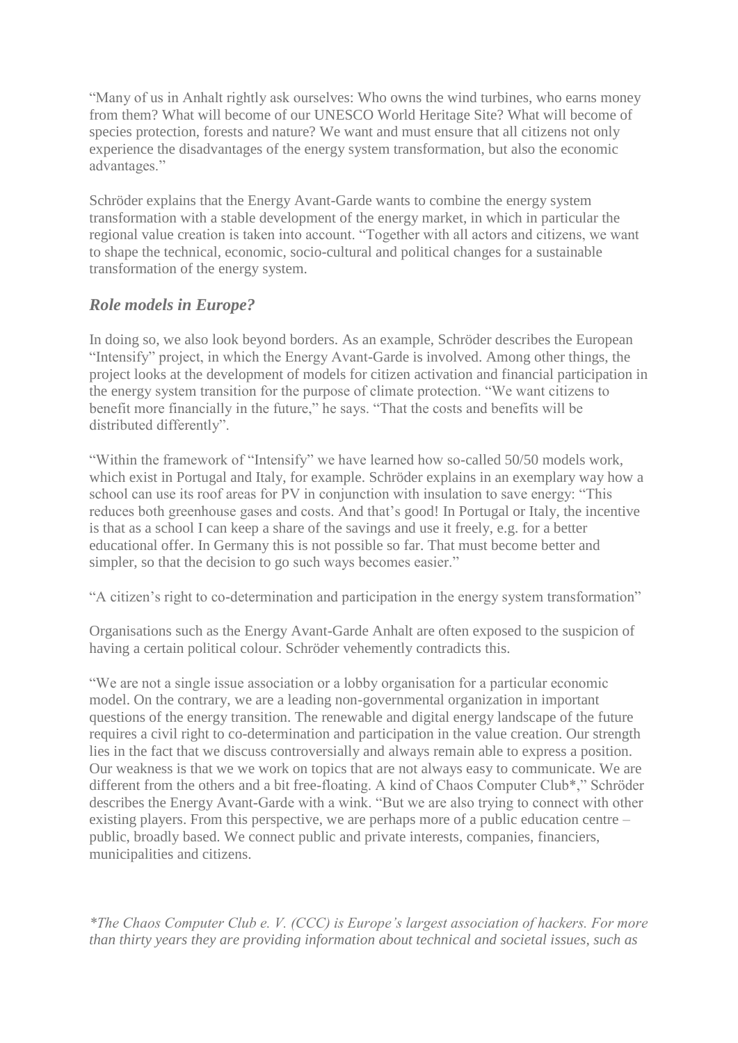"Many of us in Anhalt rightly ask ourselves: Who owns the wind turbines, who earns money from them? What will become of our UNESCO World Heritage Site? What will become of species protection, forests and nature? We want and must ensure that all citizens not only experience the disadvantages of the energy system transformation, but also the economic advantages."

Schröder explains that the Energy Avant-Garde wants to combine the energy system transformation with a stable development of the energy market, in which in particular the regional value creation is taken into account. "Together with all actors and citizens, we want to shape the technical, economic, socio-cultural and political changes for a sustainable transformation of the energy system.

### *Role models in Europe?*

In doing so, we also look beyond borders. As an example, Schröder describes the European "Intensify" project, in which the Energy Avant-Garde is involved. Among other things, the project looks at the development of models for citizen activation and financial participation in the energy system transition for the purpose of climate protection. "We want citizens to benefit more financially in the future," he says. "That the costs and benefits will be distributed differently".

"Within the framework of "Intensify" we have learned how so-called 50/50 models work, which exist in Portugal and Italy, for example. Schröder explains in an exemplary way how a school can use its roof areas for PV in conjunction with insulation to save energy: "This reduces both greenhouse gases and costs. And that's good! In Portugal or Italy, the incentive is that as a school I can keep a share of the savings and use it freely, e.g. for a better educational offer. In Germany this is not possible so far. That must become better and simpler, so that the decision to go such ways becomes easier."

"A citizen's right to co-determination and participation in the energy system transformation"

Organisations such as the Energy Avant-Garde Anhalt are often exposed to the suspicion of having a certain political colour. Schröder vehemently contradicts this.

"We are not a single issue association or a lobby organisation for a particular economic model. On the contrary, we are a leading non-governmental organization in important questions of the energy transition. The renewable and digital energy landscape of the future requires a civil right to co-determination and participation in the value creation. Our strength lies in the fact that we discuss controversially and always remain able to express a position. Our weakness is that we we work on topics that are not always easy to communicate. We are different from the others and a bit free-floating. A kind of Chaos Computer Club*," Schröder describes the Energy Avant-Garde with a wink. "But we are also trying to connect with other existing players. From this perspective, we are perhaps more of a public education centre – public, broadly based. We connect public and private interests, companies, financiers, municipalities and citizens.

*\*The Chaos Computer Club e. V. (CCC) is Europe's largest association of hackers. For more than thirty years they are providing information about technical and societal issues, such as*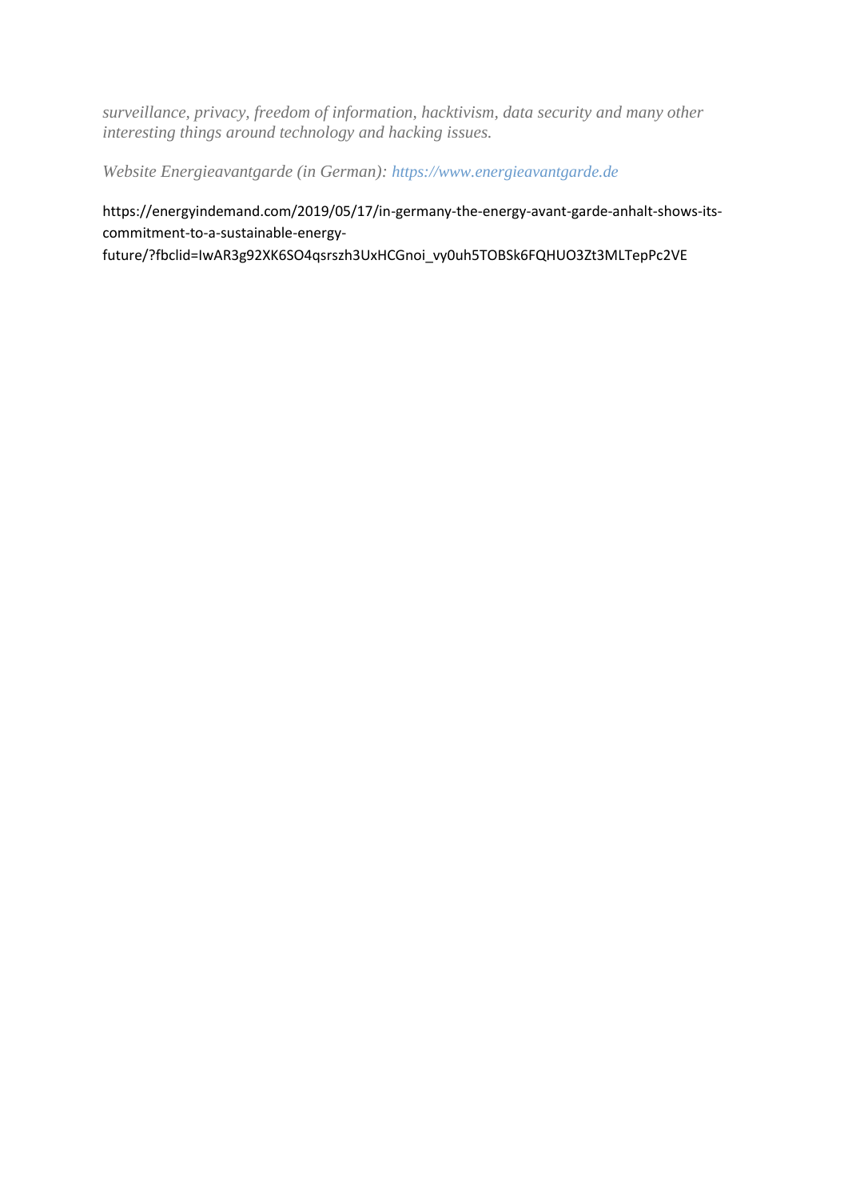*surveillance, privacy, freedom of information, hacktivism, data security and many other interesting things around technology and hacking issues.*

*Website Energieavantgarde (in German): https://www.energieavantgarde.de*

https://energyindemand.com/2019/05/17/in-germany-the-energy-avant-garde-anhalt-shows-its-commitment-to-a-sustainable-energy-future/?fbclid=IwAR3g92XK6SO4qsrszh3UxHCGnoi_vy0uh5TOBSk6FQHUO3Zt3MLTepPc2VE